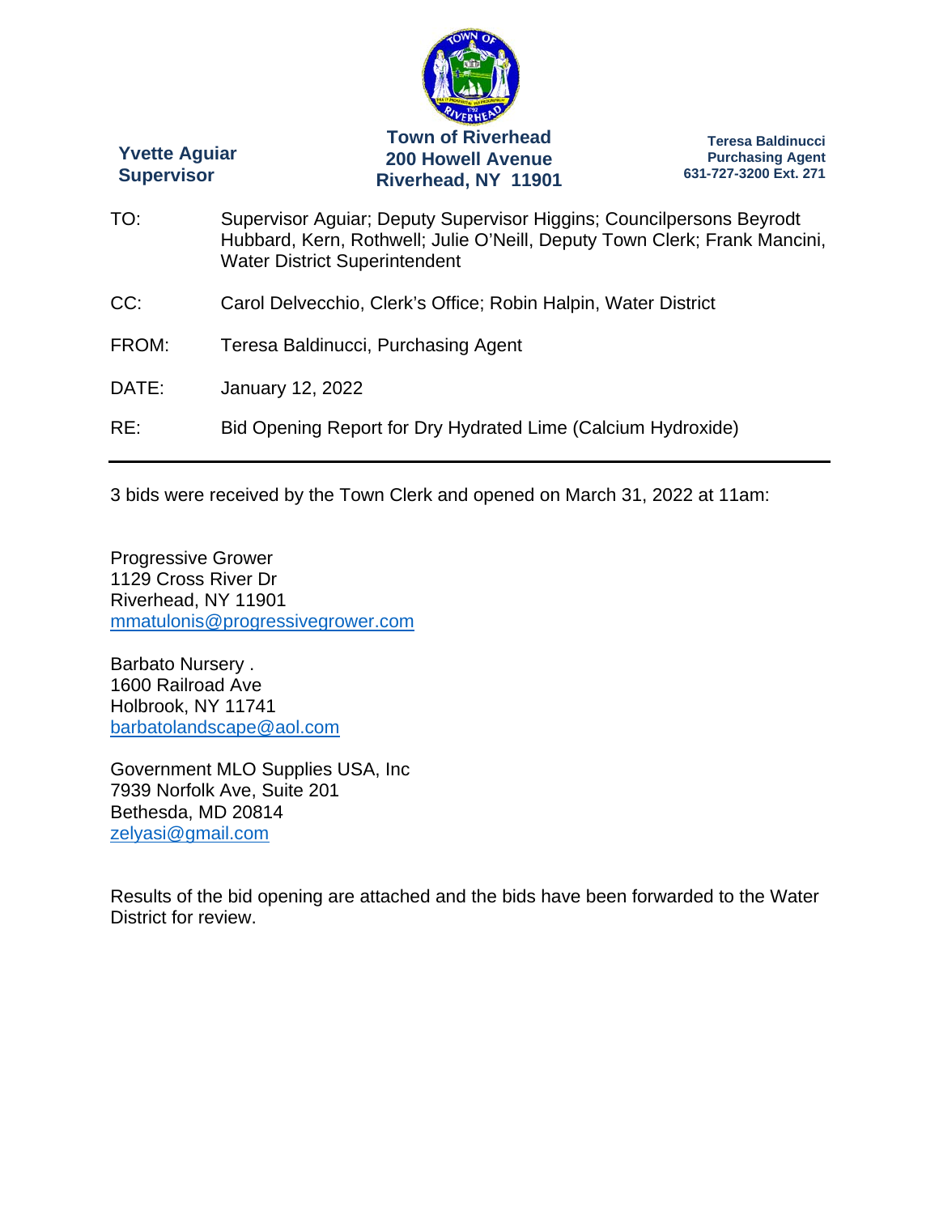**Yvette Aguiar**
**Supervisor**

**Town of Riverhead**
**200 Howell Avenue**
**Riverhead, NY 11901**

**Teresa Baldinucci**
**Purchasing Agent**
**631-727-3200 Ext. 271**

TO: Supervisor Aguiar; Deputy Supervisor Higgins; Councilpersons Beyrodt Hubbard, Kern, Rothwell; Julie O'Neill, Deputy Town Clerk; Frank Mancini, Water District Superintendent

CC: Carol Delvecchio, Clerk's Office; Robin Halpin, Water District

FROM: Teresa Baldinucci, Purchasing Agent

DATE: January 12, 2022

RE: Bid Opening Report for Dry Hydrated Lime (Calcium Hydroxide)

---

3 bids were received by the Town Clerk and opened on March 31, 2022 at 11am:

Progressive Grower
1129 Cross River Dr
Riverhead, NY 11901
mmatulonis@progressivegrower.com

Barbato Nursery .
1600 Railroad Ave
Holbrook, NY 11741
barbatolandscape@aol.com

Government MLO Supplies USA, Inc
7939 Norfolk Ave, Suite 201
Bethesda, MD 20814
zelyasi@gmail.com

Results of the bid opening are attached and the bids have been forwarded to the Water District for review.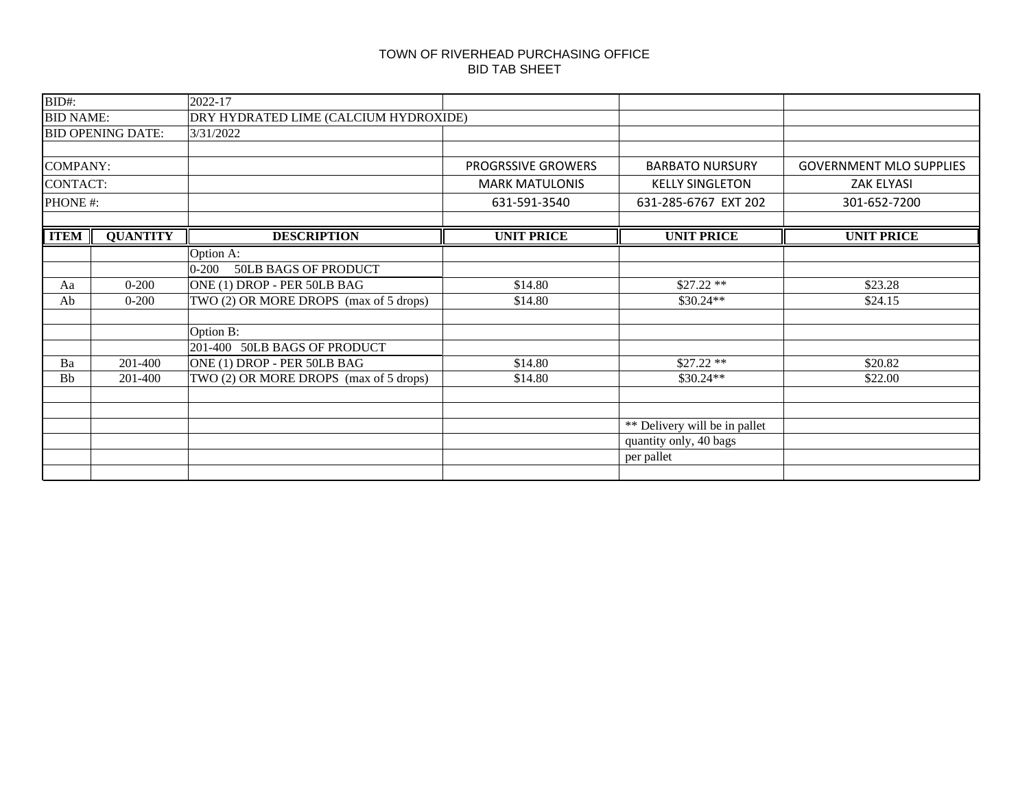TOWN OF RIVERHEAD PURCHASING OFFICE
BID TAB SHEET

| | | | | | |
|---|---|---|---|---|---|
| BID#: | | 2022-17 | | | |
| BID NAME: | | DRY HYDRATED LIME (CALCIUM HYDROXIDE) | | | |
| BID OPENING DATE: | | 3/31/2022 | | | |
| | | | | | |
| COMPANY: | | | PROGRSSIVE GROWERS | BARBATO NURSURY | GOVERNMENT MLO SUPPLIES |
| CONTACT: | | | MARK MATULONIS | KELLY SINGLETON | ZAK ELYASI |
| PHONE #: | | | 631-591-3540 | 631-285-6767 EXT 202 | 301-652-7200 |
| | | | | | |
| **ITEM** | **QUANTITY** | **DESCRIPTION** | **UNIT PRICE** | **UNIT PRICE** | **UNIT PRICE** |
| | | Option A: | | | |
| | | 0-200 50LB BAGS OF PRODUCT | | | |
| Aa | 0-200 | ONE (1) DROP - PER 50LB BAG | $14.80 | $27.22 ** | $23.28 |
| Ab | 0-200 | TWO (2) OR MORE DROPS (max of 5 drops) | $14.80 | $30.24** | $24.15 |
| | | | | | |
| | | Option B: | | | |
| | | 201-400 50LB BAGS OF PRODUCT | | | |
| Ba | 201-400 | ONE (1) DROP - PER 50LB BAG | $14.80 | $27.22 ** | $20.82 |
| Bb | 201-400 | TWO (2) OR MORE DROPS (max of 5 drops) | $14.80 | $30.24** | $22.00 |
| | | | | | |
| | | | | | |
| | | | | ** Delivery will be in pallet | |
| | | | | quantity only, 40 bags | |
| | | | | per pallet | |
| | | | | | |